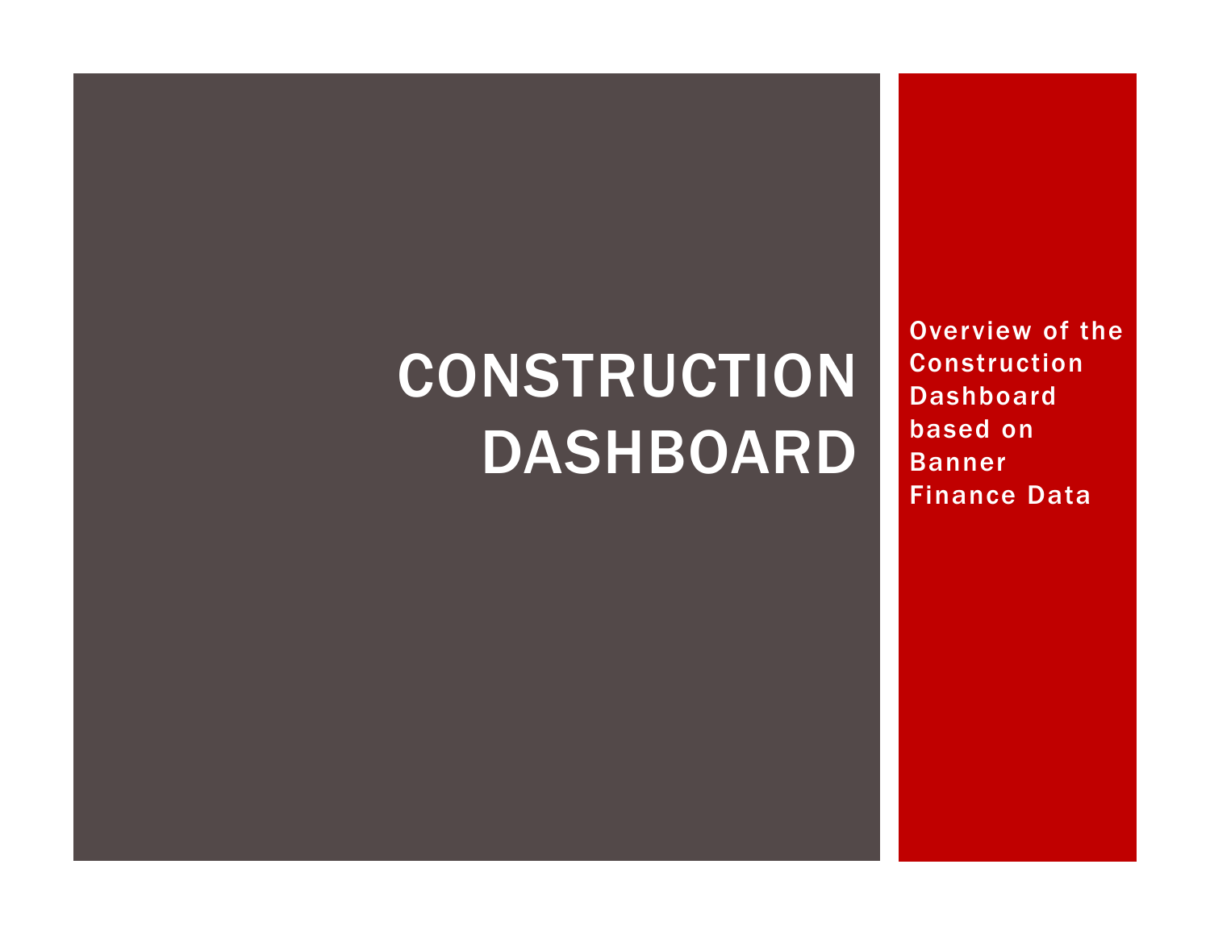# CONSTRUCTION DASHBOARD

Overview of the Construction Dashboard based on Banner Finance Data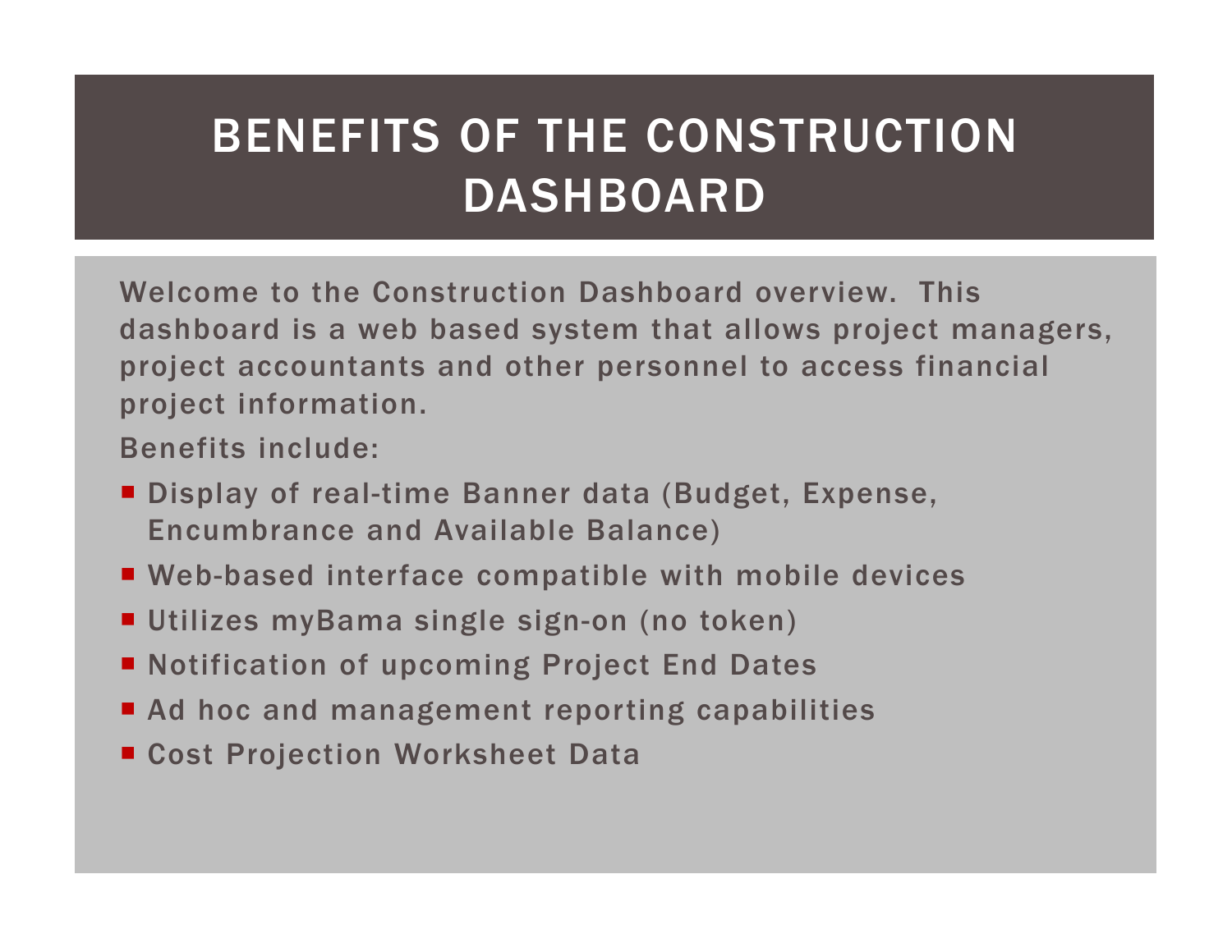# BENEFITS OF THE CONSTRUCTION DASHBOARD

Welcome to the Construction Dashboard overview. This dashboard is a web based system that allows project managers, project accountants and other personnel to access financial project information.

Benefits include:

- Display of real-time Banner data (Budget, Expense, Encumbrance and Available Balance)
- Web-based interface compatible with mobile devices
- Utilizes myBama single sign-on (no token)
- Notification of upcoming Project End Dates
- Ad hoc and management reporting capabilities
- Cost Projection Worksheet Data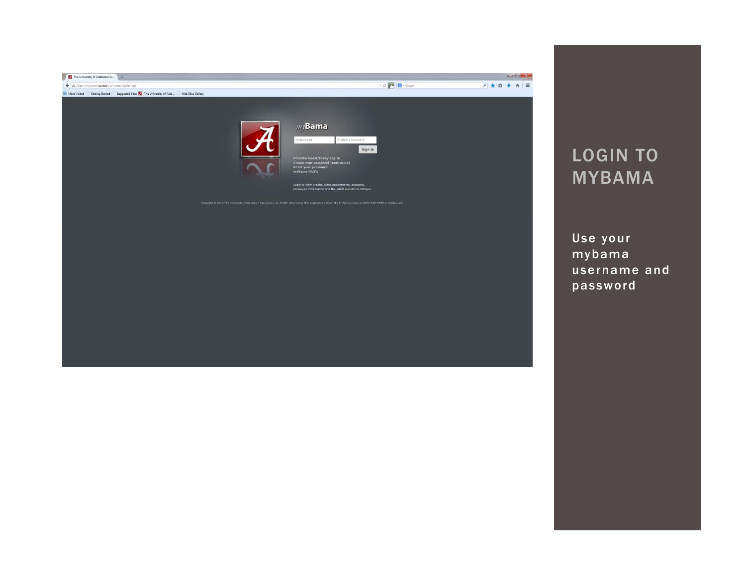# LOGIN TO MYBAMA

Use your mybama username and password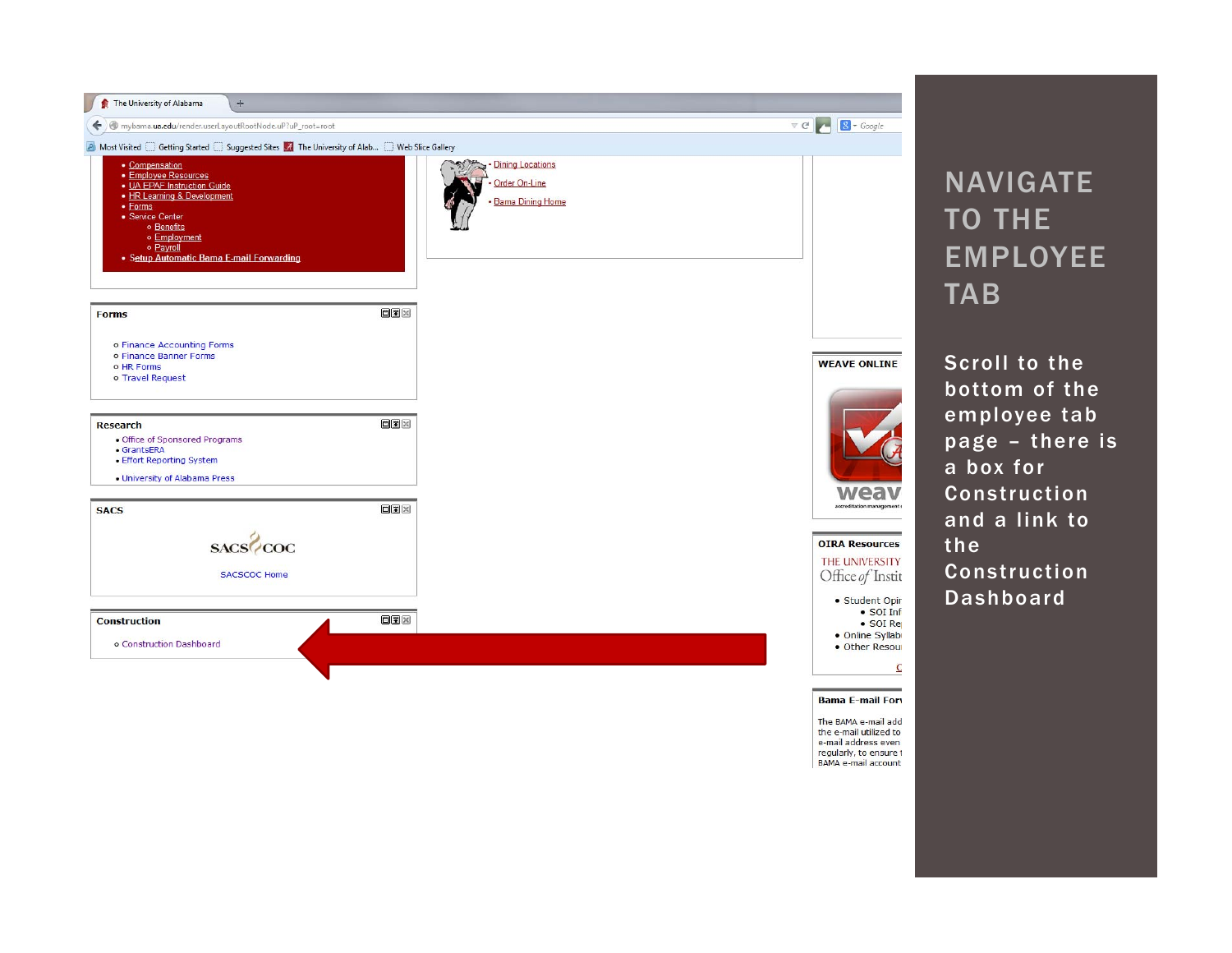# NAVIGATE TO THE EMPLOYEE TAB

Scroll to the bottom of the employee tab page – there is a box for Construction and a link to the Construction Dashboard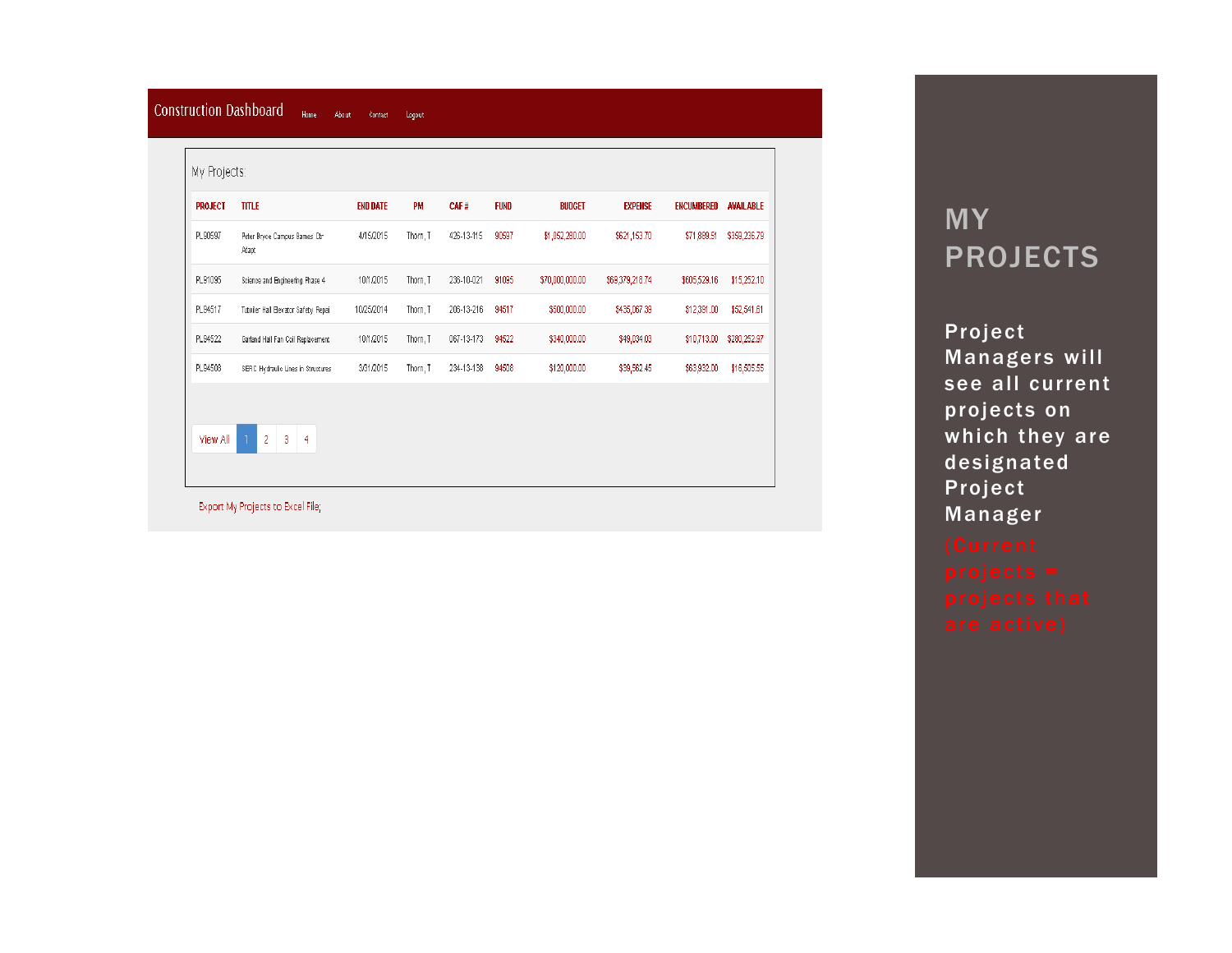Construction Dashboard Home About Contact Logout

My Projects:

| PROJECT | TITLE | END DATE | PM | CAF # | FUND | BUDGET | EXPENSE | ENCUMBERED | AVAILABLE |
|---|---|---|---|---|---|---|---|---|---|
| PL90597 | Peter Bryce Campus Barnes Ctr Adapt | 4/15/2015 | Thorn, T | 425-13-115 | 90597 | $1,052,280.00 | $621,153.70 | $71,889.51 | $359,236.79 |
| PL91095 | Science and Engineering Phase 4 | 10/1/2015 | Thorn, T | 236-10-021 | 91095 | $70,000,000.00 | $69,379,218.74 | $605,529.16 | $15,252.10 |
| PL94517 | Tutwiler Hall Elevator Safety Repai | 10/25/2014 | Thorn, T | 206-13-216 | 94517 | $500,000.00 | $435,067.39 | $12,391.00 | $52,541.61 |
| PL94522 | Garland Hall Fan Coil Replacement | 10/1/2015 | Thorn, T | 067-13-173 | 94522 | $340,000.00 | $49,034.03 | $10,713.00 | $280,252.97 |
| PL94508 | SERC Hydraulic Lines in Structures | 3/31/2015 | Thorn, T | 234-13-138 | 94508 | $120,000.00 | $39,562.45 | $63,932.00 | $16,505.55 |

View All 1 2 3 4

Export My Projects to Excel File;

# MY PROJECTS

Project Managers will see all current projects on which they are designated Project Manager

(Current projects = projects that are active)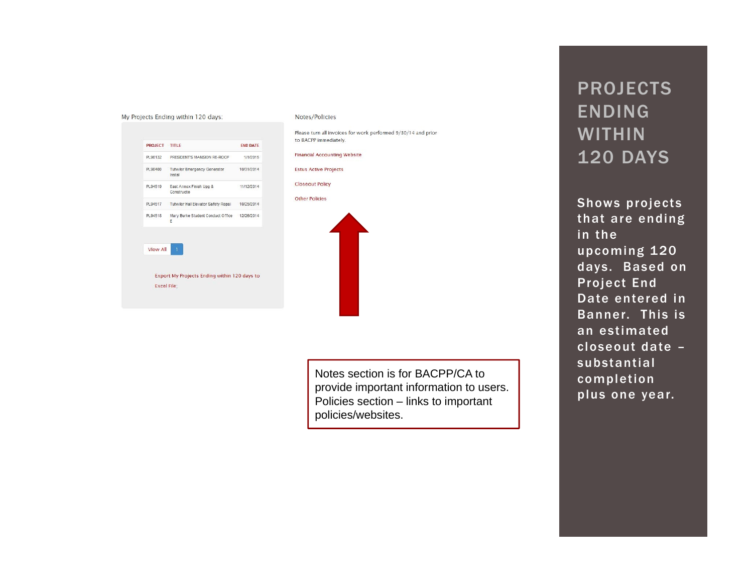# PROJECTS ENDING WITHIN 120 DAYS

Shows projects that are ending in the upcoming 120 days. Based on Project End Date entered in Banner. This is an estimated closeout date – substantial completion plus one year.

My Projects Ending within 120 days:

| PROJECT | TITLE | END DATE |
|---|---|---|
| PL90132 | PRESIDENT'S MANSION RE-ROOF | 1/1/2015 |
| PL90400 | Tutwiler Emergency Generator Instal | 10/31/2014 |
| PL94519 | East Annex Finish Upg & Constructio | 11/12/2014 |
| PL94517 | Tutwiler Hall Elevator Safety Repai | 10/25/2014 |
| PL94518 | Mary Burke Student Conduct Office E | 12/28/2014 |

View All 1

Export My Projects Ending within 120 days to Excel File;

Notes/Policies

Please turn all invoices for work performed 9/30/14 and prior to BACPP immediately.

Financial Accounting Website

Estus Active Projects

Closeout Policy

Other Policies

Notes section is for BACPP/CA to provide important information to users. Policies section – links to important policies/websites.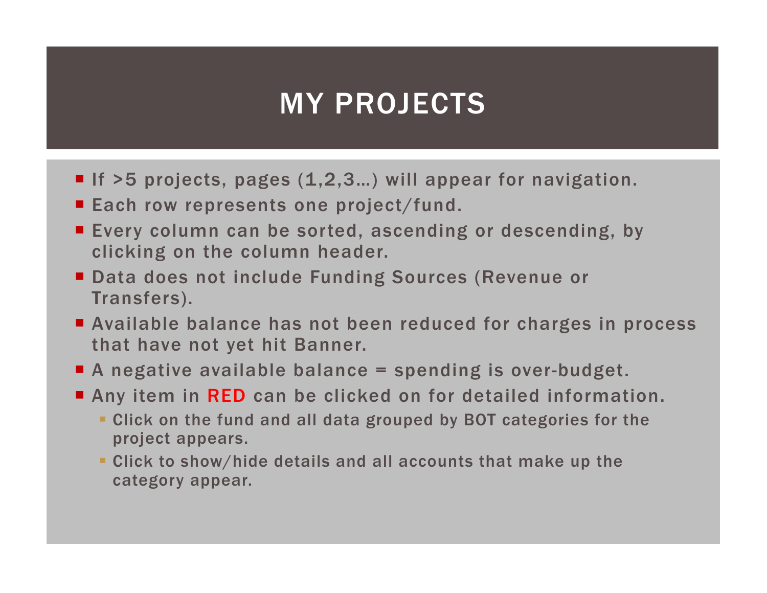# MY PROJECTS

- If >5 projects, pages (1,2,3…) will appear for navigation.
- Each row represents one project/fund.
- Every column can be sorted, ascending or descending, by clicking on the column header.
- Data does not include Funding Sources (Revenue or Transfers).
- Available balance has not been reduced for charges in process that have not yet hit Banner.
- A negative available balance = spending is over-budget.
- Any item in RED can be clicked on for detailed information.
  - Click on the fund and all data grouped by BOT categories for the project appears.
  - Click to show/hide details and all accounts that make up the category appear.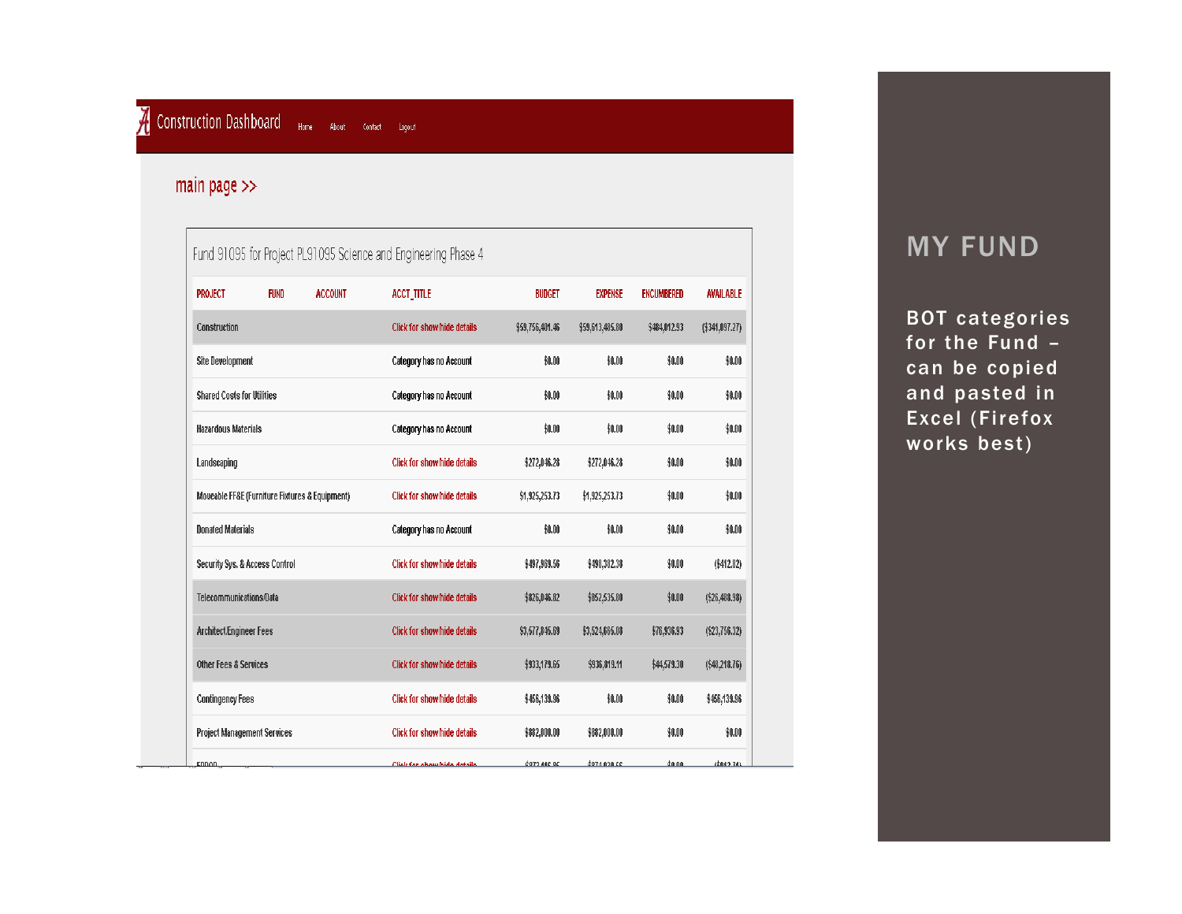Construction Dashboard    Home    About    Contact    Logout

main page >>

Fund 91095 for Project PL91095 Science and Engineering Phase 4

| PROJECT | FUND | ACCOUNT | ACCT_TITLE | BUDGET | EXPENSE | ENCUMBERED | AVAILABLE |
|---|---|---|---|---|---|---|---|
| Construction | | | Click for show/hide details | $59,756,401.46 | $59,613,485.80 | $484,012.93 | ($341,097.27) |
| Site Development | | | Category has no Account | $0.00 | $0.00 | $0.00 | $0.00 |
| Shared Costs for Utilities | | | Category has no Account | $0.00 | $0.00 | $0.00 | $0.00 |
| Hazardous Materials | | | Category has no Account | $0.00 | $0.00 | $0.00 | $0.00 |
| Landscaping | | | Click for show/hide details | $272,046.28 | $272,046.28 | $0.00 | $0.00 |
| Moveable FF&E (Furniture Fixtures & Equipment) | | | Click for show/hide details | $1,925,253.73 | $1,925,253.73 | $0.00 | $0.00 |
| Donated Materials | | | Category has no Account | $0.00 | $0.00 | $0.00 | $0.00 |
| Security Sys. & Access Control | | | Click for show/hide details | $497,969.56 | $498,382.38 | $0.00 | ($412.82) |
| Telecommunications/Data | | | Click for show/hide details | $826,046.82 | $852,535.80 | $0.00 | ($26,488.98) |
| Architect/Engineer Fees | | | Click for show/hide details | $3,577,845.69 | $3,524,665.08 | $76,936.93 | ($23,756.32) |
| Other Fees & Services | | | Click for show/hide details | $933,179.65 | $936,819.11 | $44,579.30 | ($48,218.76) |
| Contingency Fees | | | Click for show/hide details | $456,139.96 | $0.00 | $0.00 | $456,139.96 |
| Project Management Services | | | Click for show/hide details | $882,000.00 | $882,000.00 | $0.00 | $0.00 |
| ERROR | | | Click for show/hide details | $873,446.85 | $874,039.56 | $0.00 | ($912.74) |

## MY FUND

**BOT categories for the Fund – can be copied and pasted in Excel (Firefox works best)**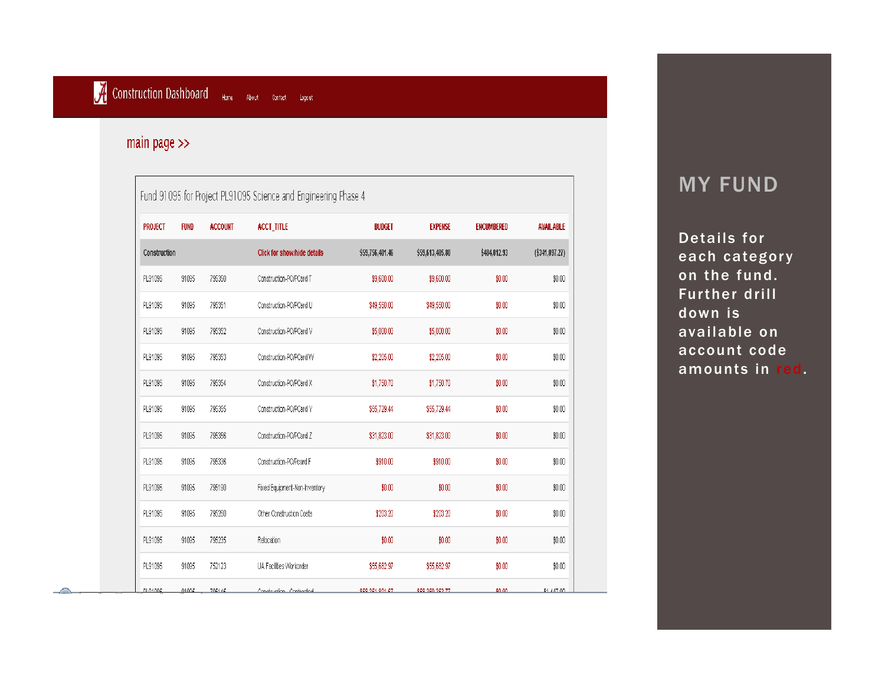Construction Dashboard   Home   About   Contact   Logout

main page >>

Fund 91095 for Project PL91095 Science and Engineering Phase 4

| PROJECT | FUND | ACCOUNT | ACCT_TITLE | BUDGET | EXPENSE | ENCUMBERED | AVAILABLE |
|---|---|---|---|---|---|---|---|
| Construction | | | Click for show/hide details | $59,756,401.46 | $59,613,485.80 | $484,012.93 | ($341,097.27) |
| PL91095 | 91095 | 795350 | Construction-PO/PCard T | $9,600.00 | $9,600.00 | $0.00 | $0.00 |
| PL91095 | 91095 | 795351 | Construction-PO/PCard U | $49,550.00 | $49,550.00 | $0.00 | $0.00 |
| PL91095 | 91095 | 795352 | Construction-PO/PCard V | $5,000.00 | $5,000.00 | $0.00 | $0.00 |
| PL91095 | 91095 | 795353 | Construction-PO/PCard W | $2,205.00 | $2,205.00 | $0.00 | $0.00 |
| PL91095 | 91095 | 795354 | Construction-PO/PCard X | $1,750.70 | $1,750.70 | $0.00 | $0.00 |
| PL91095 | 91095 | 795355 | Construction-PO/PCard Y | $55,729.44 | $55,729.44 | $0.00 | $0.00 |
| PL91095 | 91095 | 795356 | Construction-PO/PCard Z | $31,823.00 | $31,823.00 | $0.00 | $0.00 |
| PL91095 | 91095 | 795336 | Construction-PO/Pcard F | $910.00 | $910.00 | $0.00 | $0.00 |
| PL91095 | 91095 | 795190 | Fixed Equipment-Non-Inventory | $0.00 | $0.00 | $0.00 | $0.00 |
| PL91095 | 91095 | 795260 | Other Construction Costs | $203.20 | $203.20 | $0.00 | $0.00 |
| PL91095 | 91095 | 795235 | Relocation | $0.00 | $0.00 | $0.00 | $0.00 |
| PL91095 | 91095 | 752123 | UA Facilities Workorder | $55,682.97 | $55,682.97 | $0.00 | $0.00 |
| PL91095 | 91095 | 795145 | Construction - Contracted | $58,351,801.67 | $58,350,352.77 | $0.00 | $1,447.00 |

# MY FUND

Details for each category on the fund. Further drill down is available on account code amounts in red.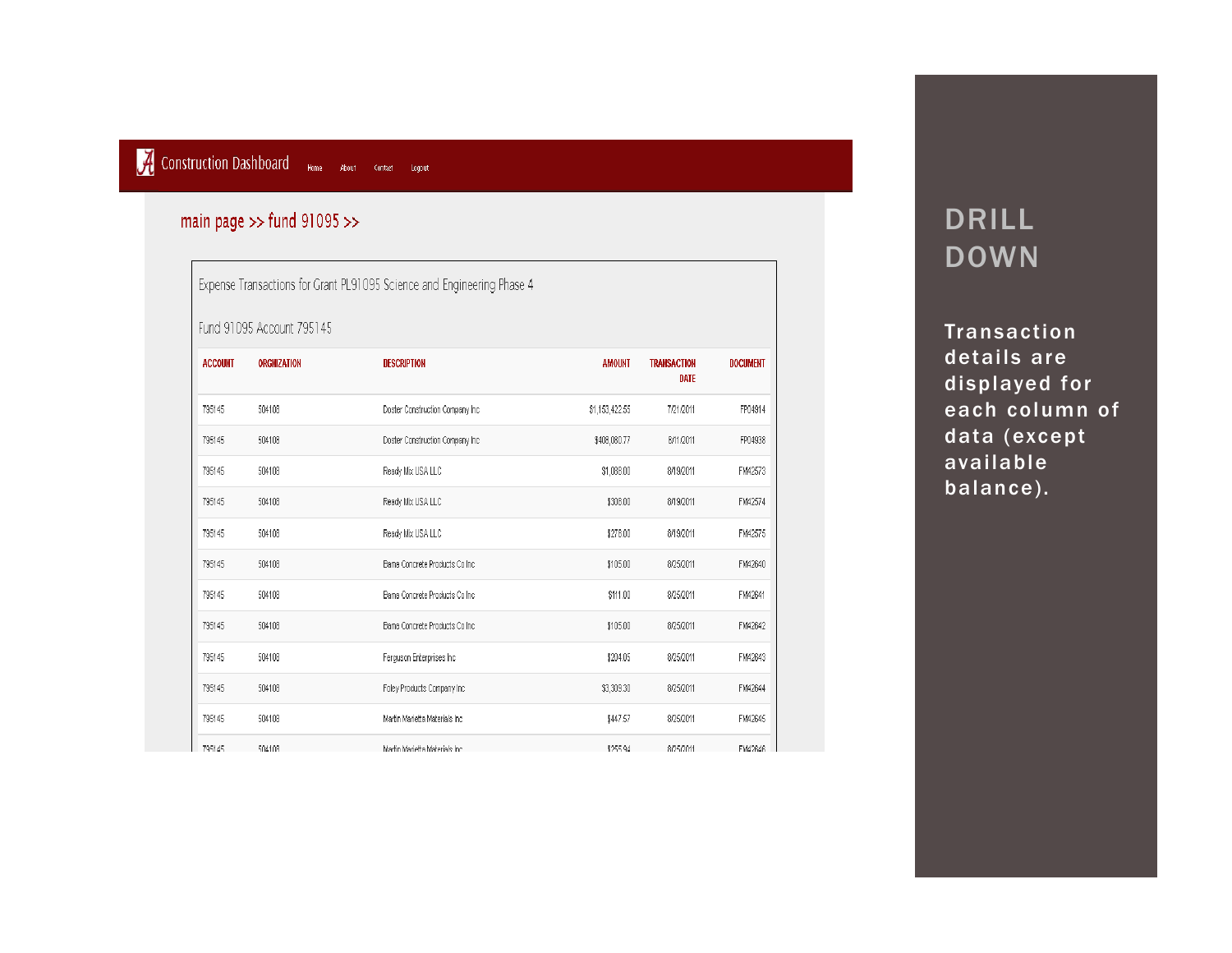Construction Dashboard Home About Contact Logout

main page >> fund 91095 >>

Expense Transactions for Grant PL91095 Science and Engineering Phase 4

Fund 91095 Account 795145

| ACCOUNT | ORGNIZATION | DESCRIPTION | AMOUNT | TRANSACTION DATE | DOCUMENT |
|---|---|---|---|---|---|
| 795145 | 504108 | Doster Construction Company Inc | $1,153,422.55 | 7/21/2011 | FP04914 |
| 795145 | 504108 | Doster Construction Company Inc | $409,080.77 | 8/11/2011 | FP04938 |
| 795145 | 504108 | Ready Mix USA LLC | $1,008.00 | 8/19/2011 | FM42573 |
| 795145 | 504108 | Ready Mix USA LLC | $306.00 | 8/19/2011 | FM42574 |
| 795145 | 504108 | Ready Mix USA LLC | $278.00 | 8/19/2011 | FM42575 |
| 795145 | 504108 | Bama Concrete Products Co Inc | $105.00 | 8/25/2011 | FM42640 |
| 795145 | 504108 | Bama Concrete Products Co Inc | $111.00 | 8/25/2011 | FM42641 |
| 795145 | 504108 | Bama Concrete Products Co Inc | $105.00 | 8/25/2011 | FM42642 |
| 795145 | 504108 | Ferguson Enterprises Inc | $204.05 | 8/25/2011 | FM42643 |
| 795145 | 504108 | Foley Products Company Inc | $3,309.30 | 8/25/2011 | FM42644 |
| 795145 | 504108 | Martin Marietta Materials Inc | $447.57 | 8/25/2011 | FM42645 |
| 795145 | 504108 | Martin Marietta Materials Inc | $255.94 | 8/25/2011 | FM42646 |

# DRILL DOWN

Transaction details are displayed for each column of data (except available balance).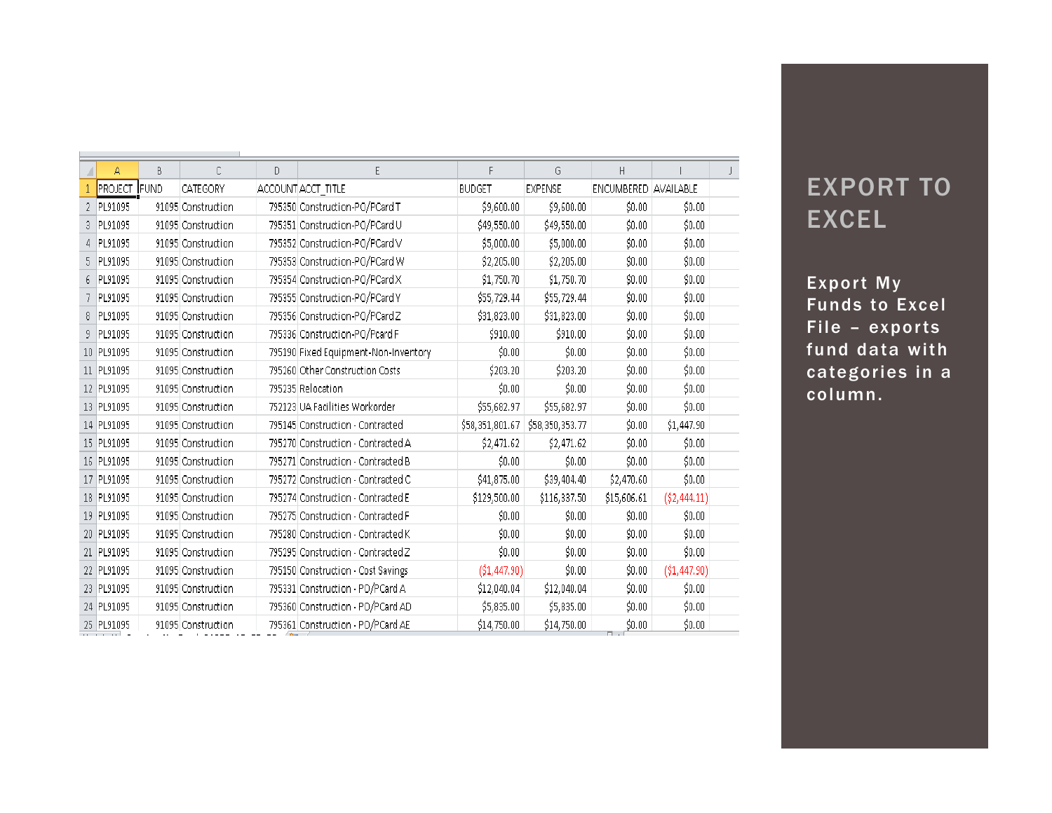# EXPORT TO EXCEL

Export My Funds to Excel File – exports fund data with categories in a column.

| PROJECT | FUND | CATEGORY | ACCOUNT | ACCT_TITLE | BUDGET | EXPENSE | ENCUMBERED | AVAILABLE |
|---|---|---|---|---|---|---|---|---|
| PL91095 | 91095 | Construction | 795350 | Construction-PO/PCard T | $9,600.00 | $9,600.00 | $0.00 | $0.00 |
| PL91095 | 91095 | Construction | 795351 | Construction-PO/PCard U | $49,550.00 | $49,550.00 | $0.00 | $0.00 |
| PL91095 | 91095 | Construction | 795352 | Construction-PO/PCard V | $5,000.00 | $5,000.00 | $0.00 | $0.00 |
| PL91095 | 91095 | Construction | 795353 | Construction-PO/PCard W | $2,205.00 | $2,205.00 | $0.00 | $0.00 |
| PL91095 | 91095 | Construction | 795354 | Construction-PO/PCard X | $1,750.70 | $1,750.70 | $0.00 | $0.00 |
| PL91095 | 91095 | Construction | 795355 | Construction-PO/PCard Y | $55,729.44 | $55,729.44 | $0.00 | $0.00 |
| PL91095 | 91095 | Construction | 795356 | Construction-PO/PCard Z | $31,823.00 | $31,823.00 | $0.00 | $0.00 |
| PL91095 | 91095 | Construction | 795336 | Construction-PO/Pcard F | $910.00 | $910.00 | $0.00 | $0.00 |
| PL91095 | 91095 | Construction | 795190 | Fixed Equipment-Non-Inventory | $0.00 | $0.00 | $0.00 | $0.00 |
| PL91095 | 91095 | Construction | 795260 | Other Construction Costs | $203.20 | $203.20 | $0.00 | $0.00 |
| PL91095 | 91095 | Construction | 795235 | Relocation | $0.00 | $0.00 | $0.00 | $0.00 |
| PL91095 | 91095 | Construction | 752123 | UA Facilities Workorder | $55,682.97 | $55,682.97 | $0.00 | $0.00 |
| PL91095 | 91095 | Construction | 795145 | Construction - Contracted | $58,351,801.67 | $58,350,353.77 | $0.00 | $1,447.90 |
| PL91095 | 91095 | Construction | 795270 | Construction - Contracted A | $2,471.62 | $2,471.62 | $0.00 | $0.00 |
| PL91095 | 91095 | Construction | 795271 | Construction - Contracted B | $0.00 | $0.00 | $0.00 | $0.00 |
| PL91095 | 91095 | Construction | 795272 | Construction - Contracted C | $41,875.00 | $39,404.40 | $2,470.60 | $0.00 |
| PL91095 | 91095 | Construction | 795274 | Construction - Contracted E | $129,500.00 | $116,337.50 | $15,606.61 | ($2,444.11) |
| PL91095 | 91095 | Construction | 795275 | Construction - Contracted F | $0.00 | $0.00 | $0.00 | $0.00 |
| PL91095 | 91095 | Construction | 795280 | Construction - Contracted K | $0.00 | $0.00 | $0.00 | $0.00 |
| PL91095 | 91095 | Construction | 795295 | Construction - Contracted Z | $0.00 | $0.00 | $0.00 | $0.00 |
| PL91095 | 91095 | Construction | 795150 | Construction - Cost Savings | ($1,447.90) | $0.00 | $0.00 | ($1,447.90) |
| PL91095 | 91095 | Construction | 795331 | Construction - PO/PCard A | $12,040.04 | $12,040.04 | $0.00 | $0.00 |
| PL91095 | 91095 | Construction | 795360 | Construction - PO/PCard AD | $5,835.00 | $5,835.00 | $0.00 | $0.00 |
| PL91095 | 91095 | Construction | 795361 | Construction - PO/PCard AE | $14,750.00 | $14,750.00 | $0.00 | $0.00 |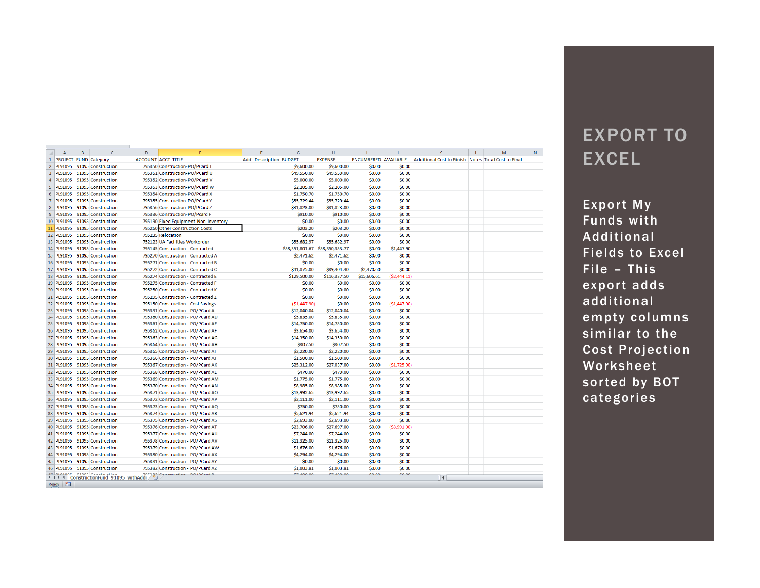# EXPORT TO EXCEL

Export My Funds with Additional Fields to Excel File – This export adds additional empty columns similar to the Cost Projection Worksheet sorted by BOT categories

| PROJECT | FUND | Category | ACCOUNT | ACCT_TITLE | Add'l Description | BUDGET | EXPENSE | ENCUMBERED | AVAILABLE | Additional Cost to Finish | Notes | Total Cost to Final |
|---|---|---|---|---|---|---|---|---|---|---|---|---|
| PL91095 | 91095 | Construction | 795350 | Construction-PO/PCard T | | $9,600.00 | $9,600.00 | $0.00 | $0.00 | | | |
| PL91095 | 91095 | Construction | 795351 | Construction-PO/PCard U | | $49,550.00 | $49,550.00 | $0.00 | $0.00 | | | |
| PL91095 | 91095 | Construction | 795352 | Construction-PO/PCard V | | $5,000.00 | $5,000.00 | $0.00 | $0.00 | | | |
| PL91095 | 91095 | Construction | 795353 | Construction-PO/PCard W | | $2,205.00 | $2,205.00 | $0.00 | $0.00 | | | |
| PL91095 | 91095 | Construction | 795354 | Construction-PO/PCard X | | $1,750.70 | $1,750.70 | $0.00 | $0.00 | | | |
| PL91095 | 91095 | Construction | 795355 | Construction-PO/PCard Y | | $55,729.44 | $55,729.44 | $0.00 | $0.00 | | | |
| PL91095 | 91095 | Construction | 795356 | Construction-PO/PCard Z | | $31,823.00 | $31,823.00 | $0.00 | $0.00 | | | |
| PL91095 | 91095 | Construction | 795336 | Construction-PO/Pcard F | | $910.00 | $910.00 | $0.00 | $0.00 | | | |
| PL91095 | 91095 | Construction | 795190 | Fixed Equipment-Non-Inventory | | $0.00 | $0.00 | $0.00 | $0.00 | | | |
| PL91095 | 91095 | Construction | 795260 | Other Construction Costs | | $203.20 | $203.20 | $0.00 | $0.00 | | | |
| PL91095 | 91095 | Construction | 795235 | Relocation | | $0.00 | $0.00 | $0.00 | $0.00 | | | |
| PL91095 | 91095 | Construction | 752123 | UA Facilities Workorder | | $55,682.97 | $55,682.97 | $0.00 | $0.00 | | | |
| PL91095 | 91095 | Construction | 795145 | Construction - Contracted | | $58,351,801.67 | $58,350,353.77 | $0.00 | $1,447.90 | | | |
| PL91095 | 91095 | Construction | 795270 | Construction - Contracted A | | $2,471.62 | $2,471.62 | $0.00 | $0.00 | | | |
| PL91095 | 91095 | Construction | 795271 | Construction - Contracted B | | $0.00 | $0.00 | $0.00 | $0.00 | | | |
| PL91095 | 91095 | Construction | 795272 | Construction - Contracted C | | $41,875.00 | $39,404.40 | $2,470.60 | $0.00 | | | |
| PL91095 | 91095 | Construction | 795274 | Construction - Contracted E | | $129,500.00 | $116,337.50 | $15,606.61 | ($2,444.11) | | | |
| PL91095 | 91095 | Construction | 795275 | Construction - Contracted F | | $0.00 | $0.00 | $0.00 | $0.00 | | | |
| PL91095 | 91095 | Construction | 795280 | Construction - Contracted K | | $0.00 | $0.00 | $0.00 | $0.00 | | | |
| PL91095 | 91095 | Construction | 795295 | Construction - Contracted Z | | $0.00 | $0.00 | $0.00 | $0.00 | | | |
| PL91095 | 91095 | Construction | 795150 | Construction - Cost Savings | | ($1,447.90) | $0.00 | $0.00 | ($1,447.90) | | | |
| PL91095 | 91095 | Construction | 795331 | Construction - PO/PCard A | | $12,040.04 | $12,040.04 | $0.00 | $0.00 | | | |
| PL91095 | 91095 | Construction | 795360 | Construction - PO/PCard AD | | $5,835.00 | $5,835.00 | $0.00 | $0.00 | | | |
| PL91095 | 91095 | Construction | 795361 | Construction - PO/PCard AE | | $14,750.00 | $14,750.00 | $0.00 | $0.00 | | | |
| PL91095 | 91095 | Construction | 795362 | Construction - PO/PCard AF | | $3,654.00 | $3,654.00 | $0.00 | $0.00 | | | |
| PL91095 | 91095 | Construction | 795363 | Construction - PO/PCard AG | | $14,350.00 | $14,350.00 | $0.00 | $0.00 | | | |
| PL91095 | 91095 | Construction | 795364 | Construction - PO/PCard AH | | $307.50 | $307.50 | $0.00 | $0.00 | | | |
| PL91095 | 91095 | Construction | 795365 | Construction - PO/PCard AI | | $2,220.00 | $2,220.00 | $0.00 | $0.00 | | | |
| PL91095 | 91095 | Construction | 795366 | Construction - PO/PCard AJ | | $1,500.00 | $1,500.00 | $0.00 | $0.00 | | | |
| PL91095 | 91095 | Construction | 795367 | Construction - PO/PCard AK | | $25,312.00 | $27,037.00 | $0.00 | ($1,725.00) | | | |
| PL91095 | 91095 | Construction | 795368 | Construction - PO/PCard AL | | $470.00 | $470.00 | $0.00 | $0.00 | | | |
| PL91095 | 91095 | Construction | 795369 | Construction - PO/PCard AM | | $1,775.00 | $1,775.00 | $0.00 | $0.00 | | | |
| PL91095 | 91095 | Construction | 795370 | Construction - PO/PCard AN | | $8,985.00 | $8,985.00 | $0.00 | $0.00 | | | |
| PL91095 | 91095 | Construction | 795371 | Construction - PO/PCard AO | | $13,992.65 | $13,992.65 | $0.00 | $0.00 | | | |
| PL91095 | 91095 | Construction | 795372 | Construction - PO/PCard AP | | $2,111.00 | $2,111.00 | $0.00 | $0.00 | | | |
| PL91095 | 91095 | Construction | 795373 | Construction - PO/PCard AQ | | $750.00 | $750.00 | $0.00 | $0.00 | | | |
| PL91095 | 91095 | Construction | 795374 | Construction - PO/PCard AR | | $5,621.94 | $5,621.94 | $0.00 | $0.00 | | | |
| PL91095 | 91095 | Construction | 795375 | Construction - PO/PCard AS | | $2,693.00 | $2,693.00 | $0.00 | $0.00 | | | |
| PL91095 | 91095 | Construction | 795376 | Construction - PO/PCard AT | | $23,706.00 | $27,697.00 | $0.00 | ($3,991.00) | | | |
| PL91095 | 91095 | Construction | 795377 | Construction - PO/PCard AU | | $7,244.00 | $7,244.00 | $0.00 | $0.00 | | | |
| PL91095 | 91095 | Construction | 795378 | Construction - PO/PCard AV | | $11,325.00 | $11,325.00 | $0.00 | $0.00 | | | |
| PL91095 | 91095 | Construction | 795379 | Construction - PO/PCard AW | | $1,676.00 | $1,676.00 | $0.00 | $0.00 | | | |
| PL91095 | 91095 | Construction | 795380 | Construction - PO/PCard AX | | $4,294.00 | $4,294.00 | $0.00 | $0.00 | | | |
| PL91095 | 91095 | Construction | 795381 | Construction - PO/PCard AY | | $0.00 | $0.00 | $0.00 | $0.00 | | | |
| PL91095 | 91095 | Construction | 795382 | Construction - PO/PCard AZ | | $1,003.81 | $1,003.81 | $0.00 | $0.00 | | | |

ConstructionFund_91095_withAddl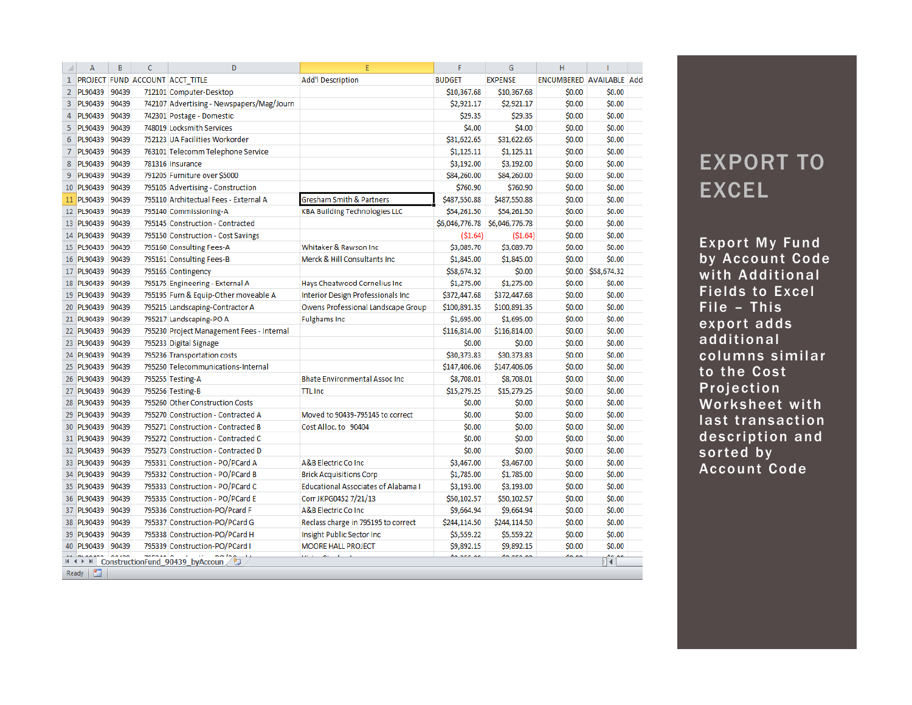| PROJECT | FUND | ACCOUNT | ACCT_TITLE | Add'l Description | BUDGET | EXPENSE | ENCUMBERED | AVAILABLE | Add |
|---|---|---|---|---|---|---|---|---|---|
| PL90439 | 90439 | 712101 | Computer-Desktop | | $10,367.68 | $10,367.68 | $0.00 | $0.00 | |
| PL90439 | 90439 | 742107 | Advertising - Newspapers/Mag/Journ | | $2,921.17 | $2,921.17 | $0.00 | $0.00 | |
| PL90439 | 90439 | 742301 | Postage - Domestic | | $29.35 | $29.35 | $0.00 | $0.00 | |
| PL90439 | 90439 | 748019 | Locksmith Services | | $4.00 | $4.00 | $0.00 | $0.00 | |
| PL90439 | 90439 | 752123 | UA Facilities Workorder | | $31,622.65 | $31,622.65 | $0.00 | $0.00 | |
| PL90439 | 90439 | 763101 | Telecomm Telephone Service | | $1,125.11 | $1,125.11 | $0.00 | $0.00 | |
| PL90439 | 90439 | 781316 | Insurance | | $3,192.00 | $3,192.00 | $0.00 | $0.00 | |
| PL90439 | 90439 | 791205 | Furniture over $5000 | | $84,260.00 | $84,260.00 | $0.00 | $0.00 | |
| PL90439 | 90439 | 795105 | Advertising - Construction | | $760.90 | $760.90 | $0.00 | $0.00 | |
| PL90439 | 90439 | 795110 | Architectual Fees - External A | Gresham Smith & Partners | $487,550.88 | $487,550.88 | $0.00 | $0.00 | |
| PL90439 | 90439 | 795140 | Commissioning-A | KBA Building Technologies LLC | $54,261.50 | $54,261.50 | $0.00 | $0.00 | |
| PL90439 | 90439 | 795145 | Construction - Contracted | | $6,046,776.78 | $6,046,776.78 | $0.00 | $0.00 | |
| PL90439 | 90439 | 795150 | Construction - Cost Savings | | ($1.64) | ($1.64) | $0.00 | $0.00 | |
| PL90439 | 90439 | 795160 | Consulting Fees-A | Whitaker & Rawson Inc | $3,089.70 | $3,089.70 | $0.00 | $0.00 | |
| PL90439 | 90439 | 795161 | Consulting Fees-B | Merck & Hill Consultants Inc | $1,845.00 | $1,845.00 | $0.00 | $0.00 | |
| PL90439 | 90439 | 795165 | Contingency | | $58,674.32 | $0.00 | $0.00 | $58,674.32 | |
| PL90439 | 90439 | 795175 | Engineering - External A | Hays Cheatwood Cornelius Inc | $1,275.00 | $1,275.00 | $0.00 | $0.00 | |
| PL90439 | 90439 | 795195 | Furn & Equip-Other moveable A | Interior Design Professionals Inc | $372,447.68 | $372,447.68 | $0.00 | $0.00 | |
| PL90439 | 90439 | 795215 | Landscaping-Contractor A | Owens Professional Landscape Group | $100,891.35 | $100,891.35 | $0.00 | $0.00 | |
| PL90439 | 90439 | 795217 | Landscaping-PO A | Fulghams Inc | $1,695.00 | $1,695.00 | $0.00 | $0.00 | |
| PL90439 | 90439 | 795230 | Project Management Fees - Internal | | $116,814.00 | $116,814.00 | $0.00 | $0.00 | |
| PL90439 | 90439 | 795233 | Digital Signage | | $0.00 | $0.00 | $0.00 | $0.00 | |
| PL90439 | 90439 | 795236 | Transportation costs | | $30,373.83 | $30,373.83 | $0.00 | $0.00 | |
| PL90439 | 90439 | 795250 | Telecommunications-Internal | | $147,406.06 | $147,406.06 | $0.00 | $0.00 | |
| PL90439 | 90439 | 795255 | Testing-A | Bhate Environmental Assoc Inc | $8,708.01 | $8,708.01 | $0.00 | $0.00 | |
| PL90439 | 90439 | 795256 | Testing-B | TTL Inc | $15,279.25 | $15,279.25 | $0.00 | $0.00 | |
| PL90439 | 90439 | 795260 | Other Construction Costs | | $0.00 | $0.00 | $0.00 | $0.00 | |
| PL90439 | 90439 | 795270 | Construction - Contracted A | Moved to 90439-795145 to correct | $0.00 | $0.00 | $0.00 | $0.00 | |
| PL90439 | 90439 | 795271 | Construction - Contracted B | Cost Alloc. to 90404 | $0.00 | $0.00 | $0.00 | $0.00 | |
| PL90439 | 90439 | 795272 | Construction - Contracted C | | $0.00 | $0.00 | $0.00 | $0.00 | |
| PL90439 | 90439 | 795273 | Construction - Contracted D | | $0.00 | $0.00 | $0.00 | $0.00 | |
| PL90439 | 90439 | 795331 | Construction - PO/PCard A | A&B Electric Co Inc | $3,467.00 | $3,467.00 | $0.00 | $0.00 | |
| PL90439 | 90439 | 795332 | Construction - PO/PCard B | Brick Acquisitions Corp | $1,785.00 | $1,785.00 | $0.00 | $0.00 | |
| PL90439 | 90439 | 795333 | Construction - PO/PCard C | Educational Associates of Alabama I | $3,193.00 | $3,193.00 | $0.00 | $0.00 | |
| PL90439 | 90439 | 795335 | Construction - PO/PCard E | Corr JKPG0452 7/21/13 | $50,102.57 | $50,102.57 | $0.00 | $0.00 | |
| PL90439 | 90439 | 795336 | Construction-PO/Pcard F | A&B Electric Co Inc | $9,664.94 | $9,664.94 | $0.00 | $0.00 | |
| PL90439 | 90439 | 795337 | Construction-PO/PCard G | Reclass charge in 795195 to correct | $244,114.50 | $244,114.50 | $0.00 | $0.00 | |
| PL90439 | 90439 | 795338 | Construction-PO/PCard H | Insight Public Sector Inc | $5,559.22 | $5,559.22 | $0.00 | $0.00 | |
| PL90439 | 90439 | 795339 | Construction-PO/PCard I | MOORE HALL PROJECT | $9,892.15 | $9,892.15 | $0.00 | $0.00 | |

ConstructionFund_90439_byAccoun

# EXPORT TO EXCEL

Export My Fund by Account Code with Additional Fields to Excel File – This export adds additional columns similar to the Cost Projection Worksheet with last transaction description and sorted by Account Code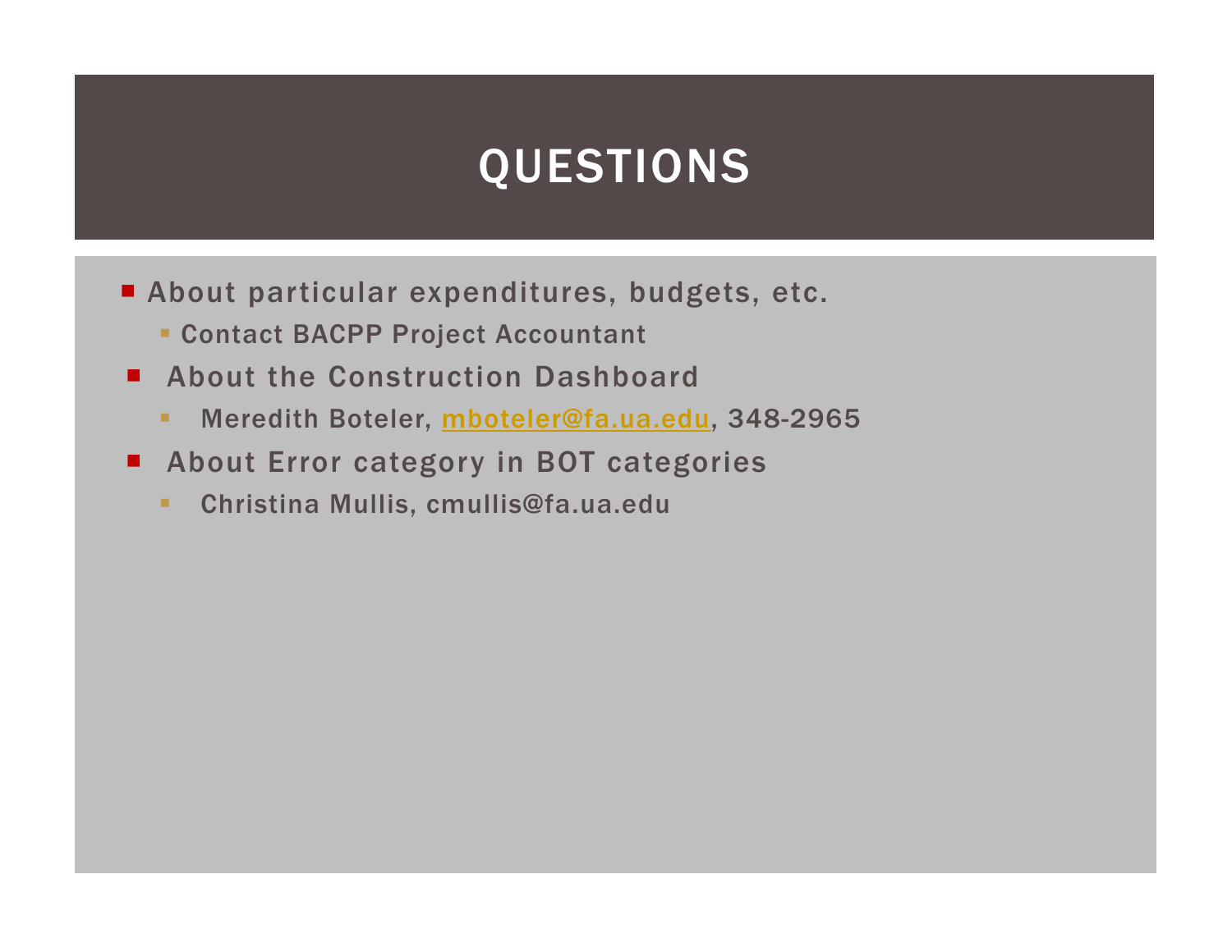# QUESTIONS

- About particular expenditures, budgets, etc.
  - Contact BACPP Project Accountant
- About the Construction Dashboard
  - Meredith Boteler, mboteler@fa.ua.edu, 348-2965
- About Error category in BOT categories
  - Christina Mullis, cmullis@fa.ua.edu